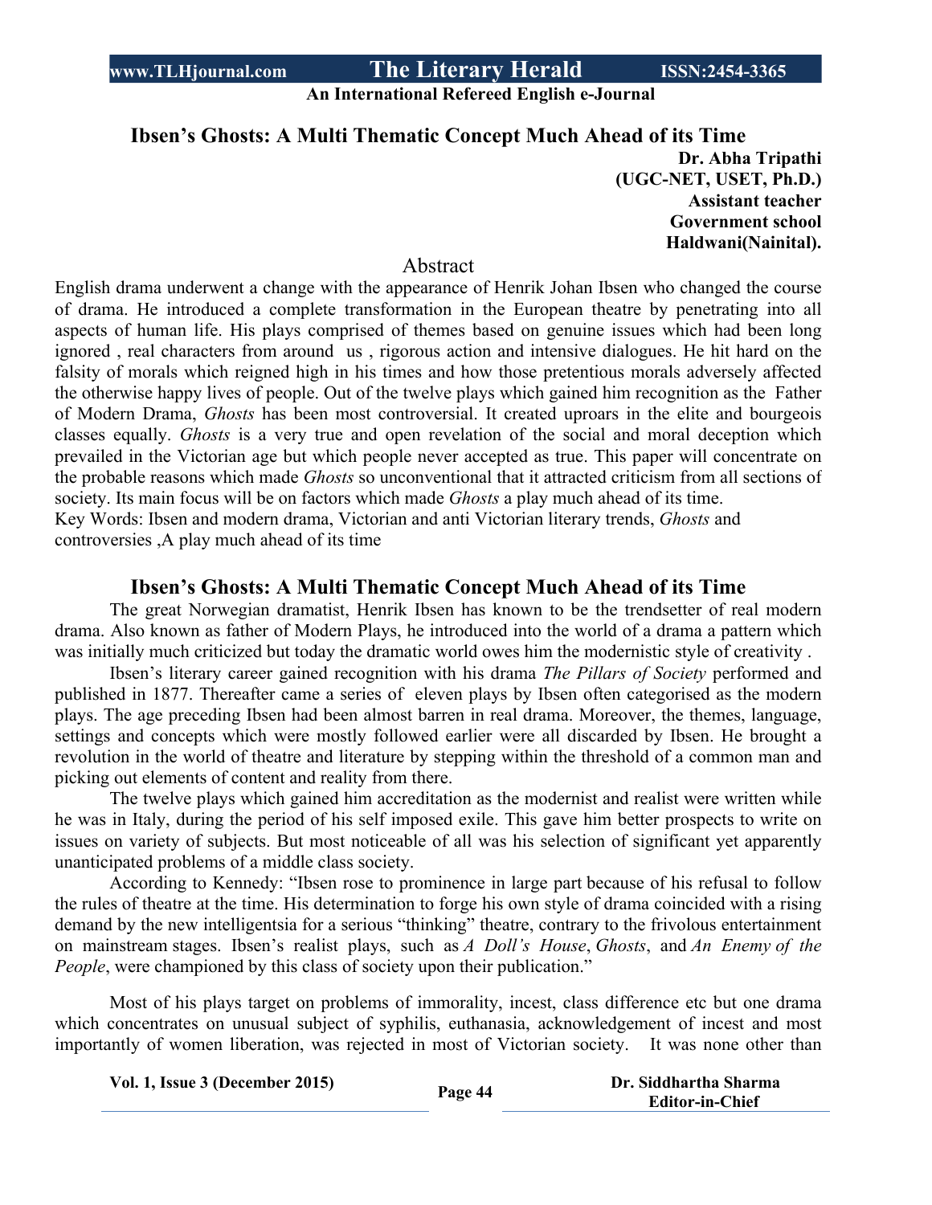# Ibsen's Ghosts: A Multi Thematic Concept Much Ahead of its Time

**Dr. Abha Tripathi**
**(UGC-NET, USET, Ph.D.)**
**Assistant teacher**
**Government school**
**Haldwani(Nainital).**

## Abstract

English drama underwent a change with the appearance of Henrik Johan Ibsen who changed the course of drama. He introduced a complete transformation in the European theatre by penetrating into all aspects of human life. His plays comprised of themes based on genuine issues which had been long ignored , real characters from around us , rigorous action and intensive dialogues. He hit hard on the falsity of morals which reigned high in his times and how those pretentious morals adversely affected the otherwise happy lives of people. Out of the twelve plays which gained him recognition as the Father of Modern Drama, *Ghosts* has been most controversial. It created uproars in the elite and bourgeois classes equally. *Ghosts* is a very true and open revelation of the social and moral deception which prevailed in the Victorian age but which people never accepted as true. This paper will concentrate on the probable reasons which made *Ghosts* so unconventional that it attracted criticism from all sections of society. Its main focus will be on factors which made *Ghosts* a play much ahead of its time.

Key Words: Ibsen and modern drama, Victorian and anti Victorian literary trends, *Ghosts* and controversies ,A play much ahead of its time

## Ibsen's Ghosts: A Multi Thematic Concept Much Ahead of its Time

The great Norwegian dramatist, Henrik Ibsen has known to be the trendsetter of real modern drama. Also known as father of Modern Plays, he introduced into the world of a drama a pattern which was initially much criticized but today the dramatic world owes him the modernistic style of creativity .

Ibsen's literary career gained recognition with his drama *The Pillars of Society* performed and published in 1877. Thereafter came a series of eleven plays by Ibsen often categorised as the modern plays. The age preceding Ibsen had been almost barren in real drama. Moreover, the themes, language, settings and concepts which were mostly followed earlier were all discarded by Ibsen. He brought a revolution in the world of theatre and literature by stepping within the threshold of a common man and picking out elements of content and reality from there.

The twelve plays which gained him accreditation as the modernist and realist were written while he was in Italy, during the period of his self imposed exile. This gave him better prospects to write on issues on variety of subjects. But most noticeable of all was his selection of significant yet apparently unanticipated problems of a middle class society.

According to Kennedy: "Ibsen rose to prominence in large part because of his refusal to follow the rules of theatre at the time. His determination to forge his own style of drama coincided with a rising demand by the new intelligentsia for a serious "thinking" theatre, contrary to the frivolous entertainment on mainstream stages. Ibsen's realist plays, such as *A Doll's House*, *Ghosts*, and *An Enemy of the People*, were championed by this class of society upon their publication."

Most of his plays target on problems of immorality, incest, class difference etc but one drama which concentrates on unusual subject of syphilis, euthanasia, acknowledgement of incest and most importantly of women liberation, was rejected in most of Victorian society. It was none other than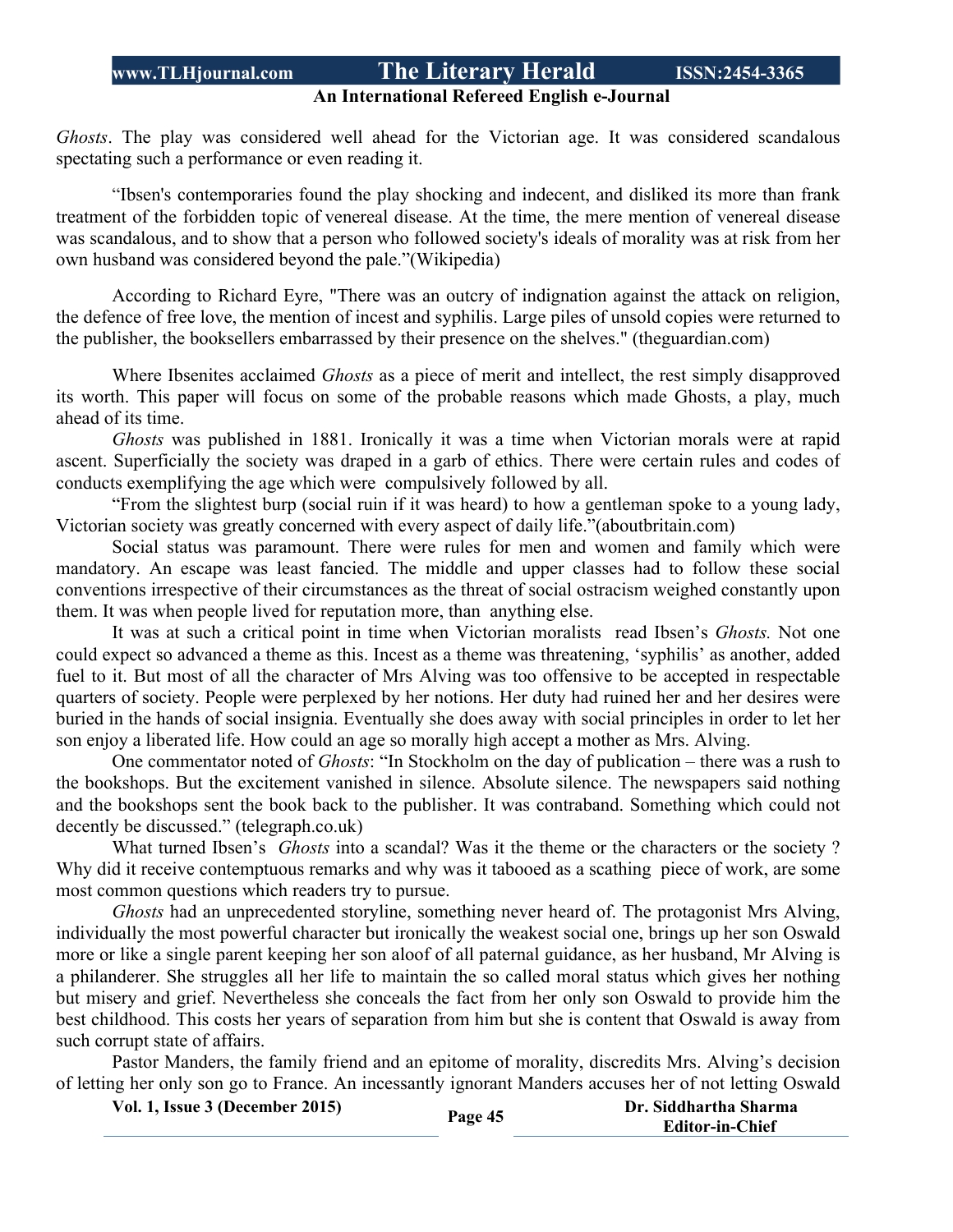*Ghosts*. The play was considered well ahead for the Victorian age. It was considered scandalous spectating such a performance or even reading it.

"Ibsen's contemporaries found the play shocking and indecent, and disliked its more than frank treatment of the forbidden topic of venereal disease. At the time, the mere mention of venereal disease was scandalous, and to show that a person who followed society's ideals of morality was at risk from her own husband was considered beyond the pale."(Wikipedia)

According to Richard Eyre, "There was an outcry of indignation against the attack on religion, the defence of free love, the mention of incest and syphilis. Large piles of unsold copies were returned to the publisher, the booksellers embarrassed by their presence on the shelves." (theguardian.com)

Where Ibsenites acclaimed *Ghosts* as a piece of merit and intellect, the rest simply disapproved its worth. This paper will focus on some of the probable reasons which made Ghosts, a play, much ahead of its time.

*Ghosts* was published in 1881. Ironically it was a time when Victorian morals were at rapid ascent. Superficially the society was draped in a garb of ethics. There were certain rules and codes of conducts exemplifying the age which were compulsively followed by all.

"From the slightest burp (social ruin if it was heard) to how a gentleman spoke to a young lady, Victorian society was greatly concerned with every aspect of daily life."(aboutbritain.com)

Social status was paramount. There were rules for men and women and family which were mandatory. An escape was least fancied. The middle and upper classes had to follow these social conventions irrespective of their circumstances as the threat of social ostracism weighed constantly upon them. It was when people lived for reputation more, than anything else.

It was at such a critical point in time when Victorian moralists read Ibsen's *Ghosts.* Not one could expect so advanced a theme as this. Incest as a theme was threatening, 'syphilis' as another, added fuel to it. But most of all the character of Mrs Alving was too offensive to be accepted in respectable quarters of society. People were perplexed by her notions. Her duty had ruined her and her desires were buried in the hands of social insignia. Eventually she does away with social principles in order to let her son enjoy a liberated life. How could an age so morally high accept a mother as Mrs. Alving.

One commentator noted of *Ghosts*: "In Stockholm on the day of publication – there was a rush to the bookshops. But the excitement vanished in silence. Absolute silence. The newspapers said nothing and the bookshops sent the book back to the publisher. It was contraband. Something which could not decently be discussed." (telegraph.co.uk)

What turned Ibsen's *Ghosts* into a scandal? Was it the theme or the characters or the society ? Why did it receive contemptuous remarks and why was it tabooed as a scathing piece of work, are some most common questions which readers try to pursue.

*Ghosts* had an unprecedented storyline, something never heard of. The protagonist Mrs Alving, individually the most powerful character but ironically the weakest social one, brings up her son Oswald more or like a single parent keeping her son aloof of all paternal guidance, as her husband, Mr Alving is a philanderer. She struggles all her life to maintain the so called moral status which gives her nothing but misery and grief. Nevertheless she conceals the fact from her only son Oswald to provide him the best childhood. This costs her years of separation from him but she is content that Oswald is away from such corrupt state of affairs.

Pastor Manders, the family friend and an epitome of morality, discredits Mrs. Alving's decision of letting her only son go to France. An incessantly ignorant Manders accuses her of not letting Oswald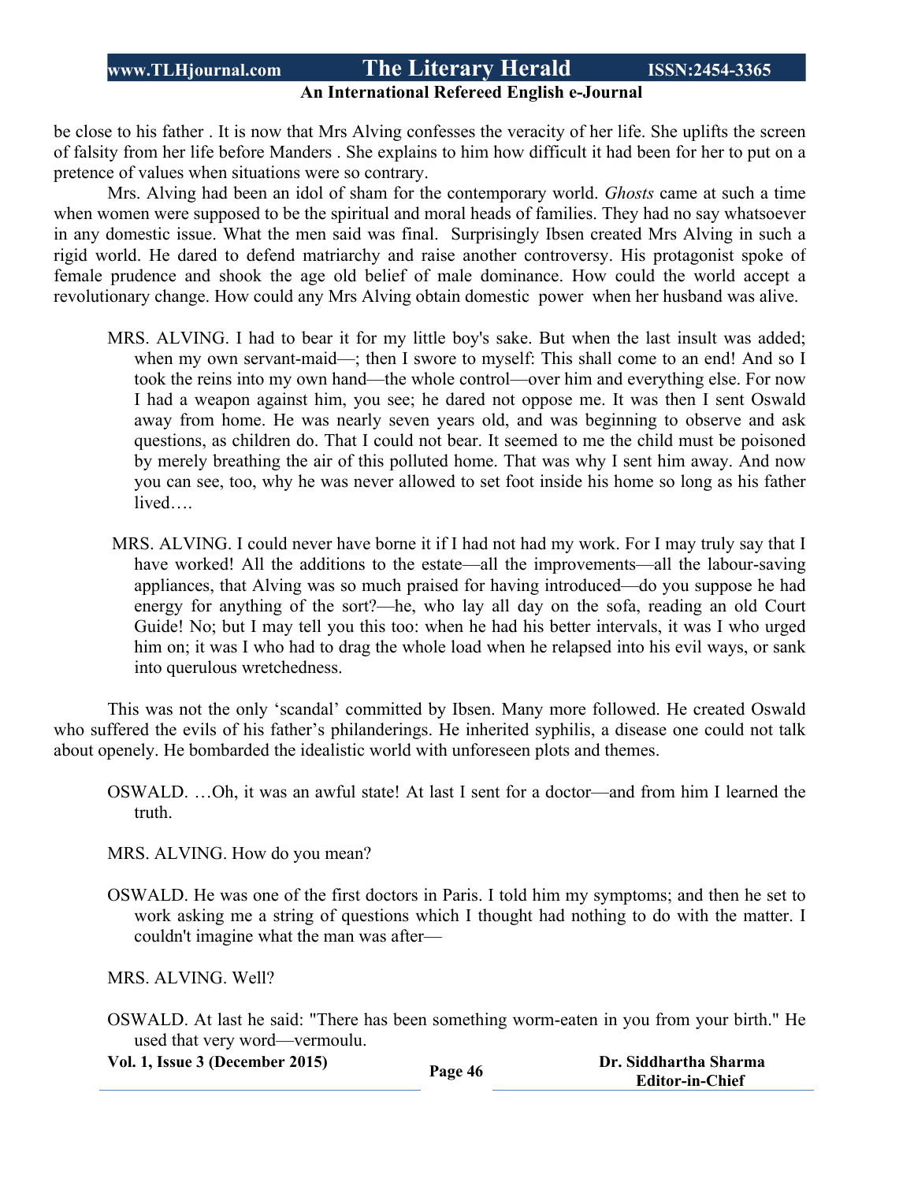be close to his father . It is now that Mrs Alving confesses the veracity of her life. She uplifts the screen of falsity from her life before Manders . She explains to him how difficult it had been for her to put on a pretence of values when situations were so contrary.

Mrs. Alving had been an idol of sham for the contemporary world. *Ghosts* came at such a time when women were supposed to be the spiritual and moral heads of families. They had no say whatsoever in any domestic issue. What the men said was final. Surprisingly Ibsen created Mrs Alving in such a rigid world. He dared to defend matriarchy and raise another controversy. His protagonist spoke of female prudence and shook the age old belief of male dominance. How could the world accept a revolutionary change. How could any Mrs Alving obtain domestic power when her husband was alive.

> MRS. ALVING. I had to bear it for my little boy's sake. But when the last insult was added; when my own servant-maid—; then I swore to myself: This shall come to an end! And so I took the reins into my own hand—the whole control—over him and everything else. For now I had a weapon against him, you see; he dared not oppose me. It was then I sent Oswald away from home. He was nearly seven years old, and was beginning to observe and ask questions, as children do. That I could not bear. It seemed to me the child must be poisoned by merely breathing the air of this polluted home. That was why I sent him away. And now you can see, too, why he was never allowed to set foot inside his home so long as his father lived….

> MRS. ALVING. I could never have borne it if I had not had my work. For I may truly say that I have worked! All the additions to the estate—all the improvements—all the labour-saving appliances, that Alving was so much praised for having introduced—do you suppose he had energy for anything of the sort?—he, who lay all day on the sofa, reading an old Court Guide! No; but I may tell you this too: when he had his better intervals, it was I who urged him on; it was I who had to drag the whole load when he relapsed into his evil ways, or sank into querulous wretchedness.

This was not the only 'scandal' committed by Ibsen. Many more followed. He created Oswald who suffered the evils of his father's philanderings. He inherited syphilis, a disease one could not talk about openely. He bombarded the idealistic world with unforeseen plots and themes.

> OSWALD. …Oh, it was an awful state! At last I sent for a doctor—and from him I learned the truth.

> MRS. ALVING. How do you mean?

> OSWALD. He was one of the first doctors in Paris. I told him my symptoms; and then he set to work asking me a string of questions which I thought had nothing to do with the matter. I couldn't imagine what the man was after—

> MRS. ALVING. Well?

> OSWALD. At last he said: "There has been something worm-eaten in you from your birth." He used that very word—vermoulu.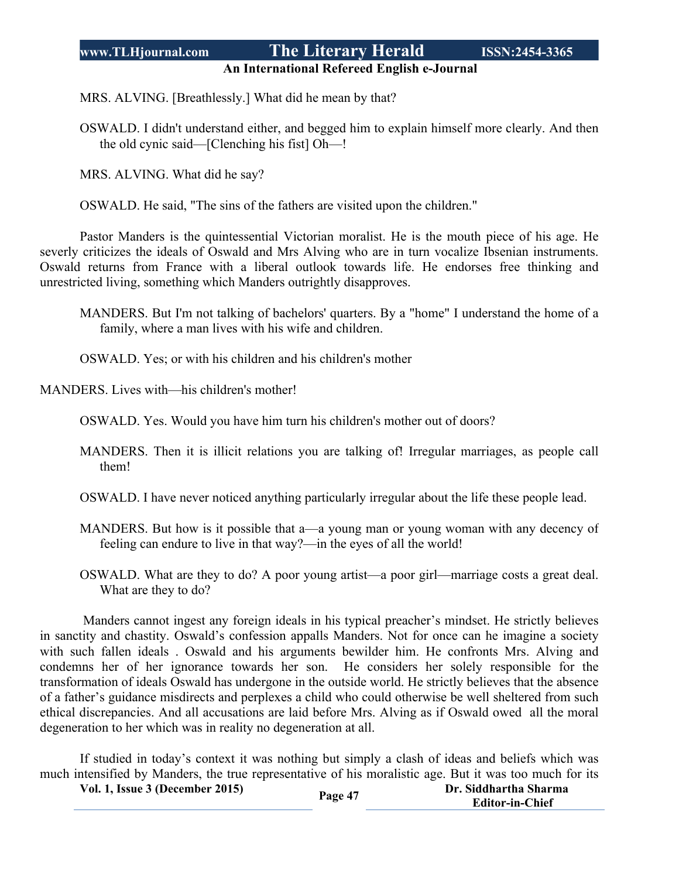MRS. ALVING. [Breathlessly.] What did he mean by that?

OSWALD. I didn't understand either, and begged him to explain himself more clearly. And then the old cynic said—[Clenching his fist] Oh—!

MRS. ALVING. What did he say?

OSWALD. He said, "The sins of the fathers are visited upon the children."

Pastor Manders is the quintessential Victorian moralist. He is the mouth piece of his age. He severly criticizes the ideals of Oswald and Mrs Alving who are in turn vocalize Ibsenian instruments. Oswald returns from France with a liberal outlook towards life. He endorses free thinking and unrestricted living, something which Manders outrightly disapproves.

MANDERS. But I'm not talking of bachelors' quarters. By a "home" I understand the home of a family, where a man lives with his wife and children.

OSWALD. Yes; or with his children and his children's mother

MANDERS. Lives with—his children's mother!

OSWALD. Yes. Would you have him turn his children's mother out of doors?

MANDERS. Then it is illicit relations you are talking of! Irregular marriages, as people call them!

OSWALD. I have never noticed anything particularly irregular about the life these people lead.

MANDERS. But how is it possible that a—a young man or young woman with any decency of feeling can endure to live in that way?—in the eyes of all the world!

OSWALD. What are they to do? A poor young artist—a poor girl—marriage costs a great deal. What are they to do?

Manders cannot ingest any foreign ideals in his typical preacher's mindset. He strictly believes in sanctity and chastity. Oswald's confession appalls Manders. Not for once can he imagine a society with such fallen ideals . Oswald and his arguments bewilder him. He confronts Mrs. Alving and condemns her of her ignorance towards her son. He considers her solely responsible for the transformation of ideals Oswald has undergone in the outside world. He strictly believes that the absence of a father's guidance misdirects and perplexes a child who could otherwise be well sheltered from such ethical discrepancies. And all accusations are laid before Mrs. Alving as if Oswald owed all the moral degeneration to her which was in reality no degeneration at all.

If studied in today's context it was nothing but simply a clash of ideas and beliefs which was much intensified by Manders, the true representative of his moralistic age. But it was too much for its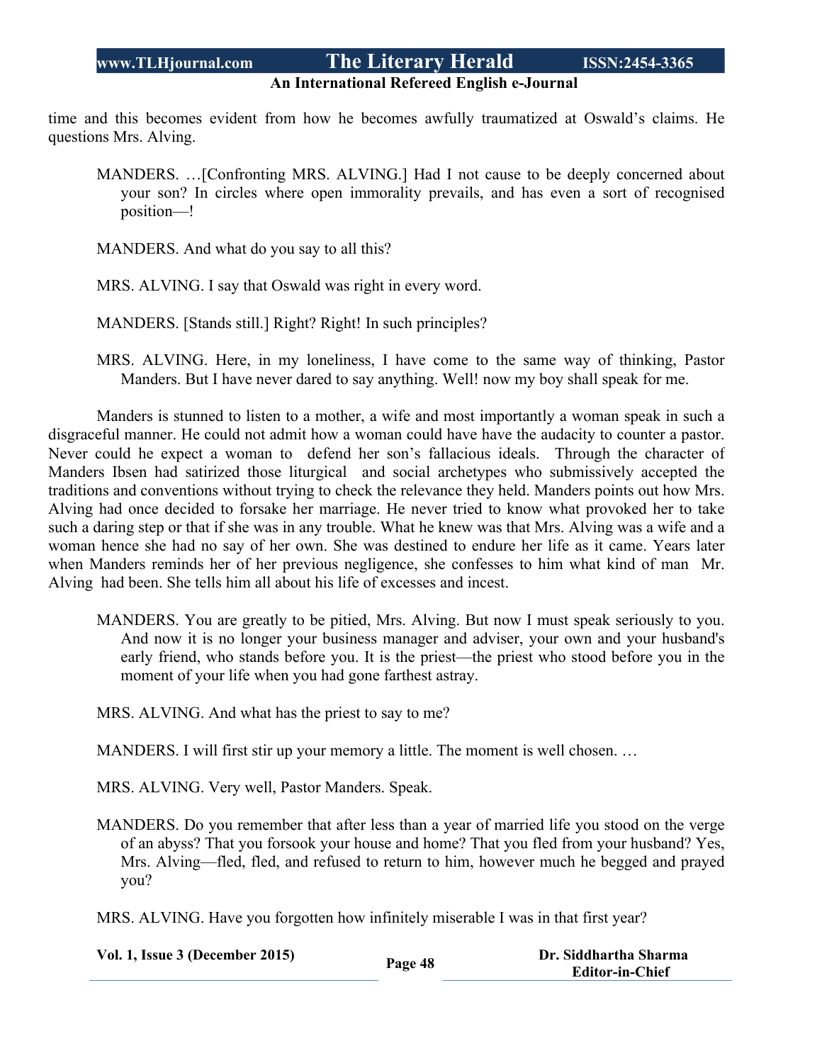time and this becomes evident from how he becomes awfully traumatized at Oswald's claims. He questions Mrs. Alving.

> MANDERS. …[Confronting MRS. ALVING.] Had I not cause to be deeply concerned about your son? In circles where open immorality prevails, and has even a sort of recognised position—!
>
> MANDERS. And what do you say to all this?
>
> MRS. ALVING. I say that Oswald was right in every word.
>
> MANDERS. [Stands still.] Right? Right! In such principles?
>
> MRS. ALVING. Here, in my loneliness, I have come to the same way of thinking, Pastor Manders. But I have never dared to say anything. Well! now my boy shall speak for me.

Manders is stunned to listen to a mother, a wife and most importantly a woman speak in such a disgraceful manner. He could not admit how a woman could have have the audacity to counter a pastor. Never could he expect a woman to defend her son's fallacious ideals. Through the character of Manders Ibsen had satirized those liturgical and social archetypes who submissively accepted the traditions and conventions without trying to check the relevance they held. Manders points out how Mrs. Alving had once decided to forsake her marriage. He never tried to know what provoked her to take such a daring step or that if she was in any trouble. What he knew was that Mrs. Alving was a wife and a woman hence she had no say of her own. She was destined to endure her life as it came. Years later when Manders reminds her of her previous negligence, she confesses to him what kind of man Mr. Alving had been. She tells him all about his life of excesses and incest.

> MANDERS. You are greatly to be pitied, Mrs. Alving. But now I must speak seriously to you. And now it is no longer your business manager and adviser, your own and your husband's early friend, who stands before you. It is the priest—the priest who stood before you in the moment of your life when you had gone farthest astray.
>
> MRS. ALVING. And what has the priest to say to me?
>
> MANDERS. I will first stir up your memory a little. The moment is well chosen. …
>
> MRS. ALVING. Very well, Pastor Manders. Speak.
>
> MANDERS. Do you remember that after less than a year of married life you stood on the verge of an abyss? That you forsook your house and home? That you fled from your husband? Yes, Mrs. Alving—fled, fled, and refused to return to him, however much he begged and prayed you?
>
> MRS. ALVING. Have you forgotten how infinitely miserable I was in that first year?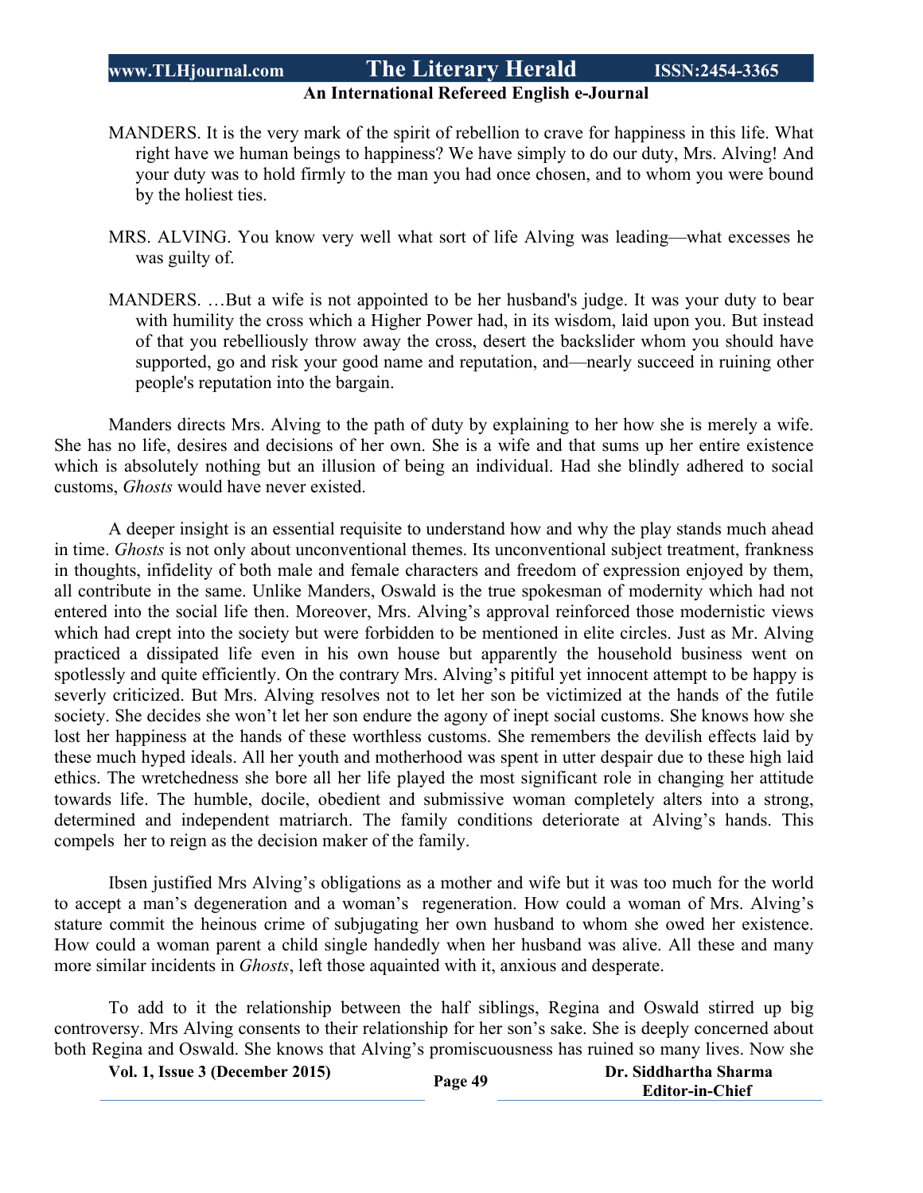MANDERS. It is the very mark of the spirit of rebellion to crave for happiness in this life. What right have we human beings to happiness? We have simply to do our duty, Mrs. Alving! And your duty was to hold firmly to the man you had once chosen, and to whom you were bound by the holiest ties.

MRS. ALVING. You know very well what sort of life Alving was leading—what excesses he was guilty of.

MANDERS. …But a wife is not appointed to be her husband's judge. It was your duty to bear with humility the cross which a Higher Power had, in its wisdom, laid upon you. But instead of that you rebelliously throw away the cross, desert the backslider whom you should have supported, go and risk your good name and reputation, and—nearly succeed in ruining other people's reputation into the bargain.

Manders directs Mrs. Alving to the path of duty by explaining to her how she is merely a wife. She has no life, desires and decisions of her own. She is a wife and that sums up her entire existence which is absolutely nothing but an illusion of being an individual. Had she blindly adhered to social customs, *Ghosts* would have never existed.

A deeper insight is an essential requisite to understand how and why the play stands much ahead in time. *Ghosts* is not only about unconventional themes. Its unconventional subject treatment, frankness in thoughts, infidelity of both male and female characters and freedom of expression enjoyed by them, all contribute in the same. Unlike Manders, Oswald is the true spokesman of modernity which had not entered into the social life then. Moreover, Mrs. Alving's approval reinforced those modernistic views which had crept into the society but were forbidden to be mentioned in elite circles. Just as Mr. Alving practiced a dissipated life even in his own house but apparently the household business went on spotlessly and quite efficiently. On the contrary Mrs. Alving's pitiful yet innocent attempt to be happy is severly criticized. But Mrs. Alving resolves not to let her son be victimized at the hands of the futile society. She decides she won't let her son endure the agony of inept social customs. She knows how she lost her happiness at the hands of these worthless customs. She remembers the devilish effects laid by these much hyped ideals. All her youth and motherhood was spent in utter despair due to these high laid ethics. The wretchedness she bore all her life played the most significant role in changing her attitude towards life. The humble, docile, obedient and submissive woman completely alters into a strong, determined and independent matriarch. The family conditions deteriorate at Alving's hands. This compels her to reign as the decision maker of the family.

Ibsen justified Mrs Alving's obligations as a mother and wife but it was too much for the world to accept a man's degeneration and a woman's regeneration. How could a woman of Mrs. Alving's stature commit the heinous crime of subjugating her own husband to whom she owed her existence. How could a woman parent a child single handedly when her husband was alive. All these and many more similar incidents in *Ghosts*, left those aquainted with it, anxious and desperate.

To add to it the relationship between the half siblings, Regina and Oswald stirred up big controversy. Mrs Alving consents to their relationship for her son's sake. She is deeply concerned about both Regina and Oswald. She knows that Alving's promiscuousness has ruined so many lives. Now she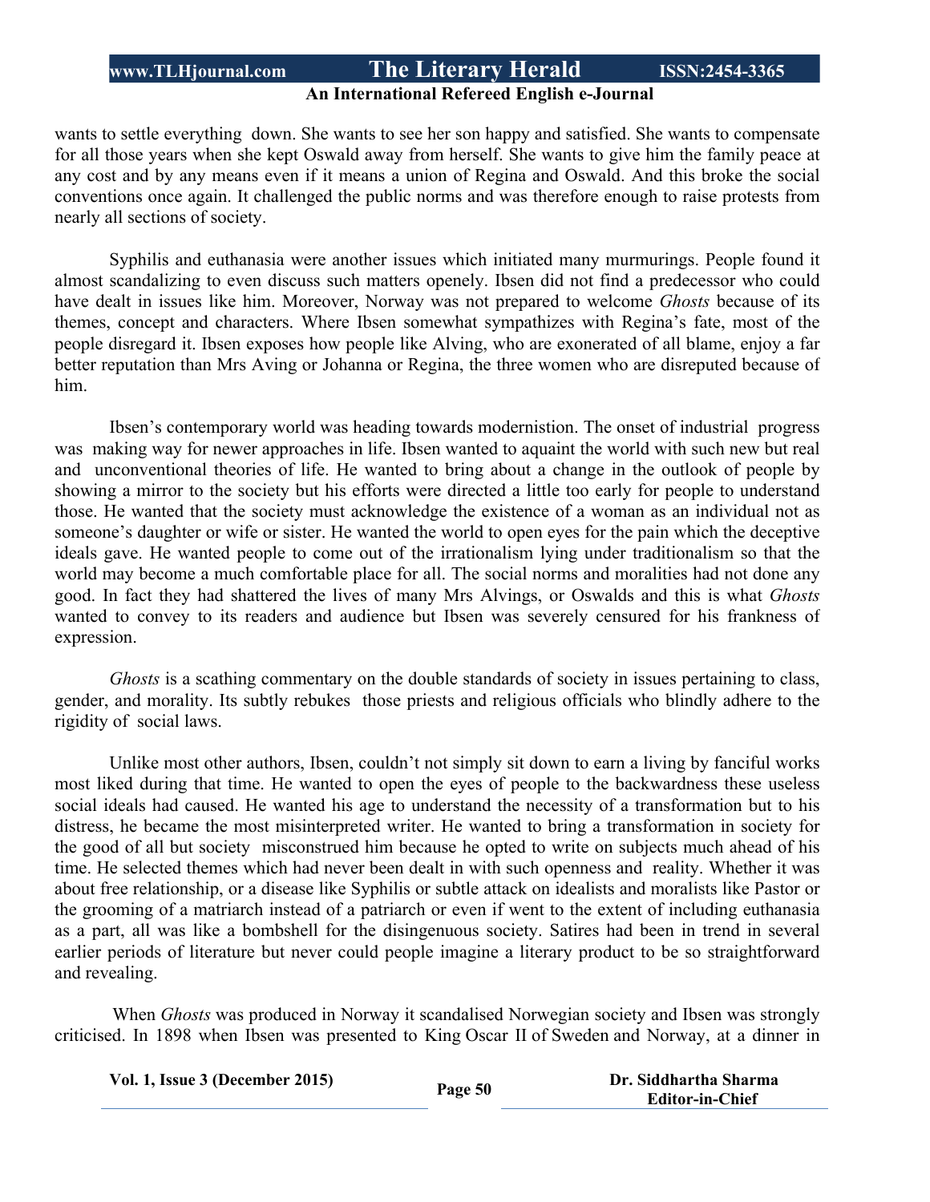wants to settle everything down. She wants to see her son happy and satisfied. She wants to compensate for all those years when she kept Oswald away from herself. She wants to give him the family peace at any cost and by any means even if it means a union of Regina and Oswald. And this broke the social conventions once again. It challenged the public norms and was therefore enough to raise protests from nearly all sections of society.

Syphilis and euthanasia were another issues which initiated many murmurings. People found it almost scandalizing to even discuss such matters openely. Ibsen did not find a predecessor who could have dealt in issues like him. Moreover, Norway was not prepared to welcome *Ghosts* because of its themes, concept and characters. Where Ibsen somewhat sympathizes with Regina's fate, most of the people disregard it. Ibsen exposes how people like Alving, who are exonerated of all blame, enjoy a far better reputation than Mrs Aving or Johanna or Regina, the three women who are disreputed because of him.

Ibsen's contemporary world was heading towards modernistion. The onset of industrial progress was making way for newer approaches in life. Ibsen wanted to aquaint the world with such new but real and unconventional theories of life. He wanted to bring about a change in the outlook of people by showing a mirror to the society but his efforts were directed a little too early for people to understand those. He wanted that the society must acknowledge the existence of a woman as an individual not as someone's daughter or wife or sister. He wanted the world to open eyes for the pain which the deceptive ideals gave. He wanted people to come out of the irrationalism lying under traditionalism so that the world may become a much comfortable place for all. The social norms and moralities had not done any good. In fact they had shattered the lives of many Mrs Alvings, or Oswalds and this is what *Ghosts* wanted to convey to its readers and audience but Ibsen was severely censured for his frankness of expression.

*Ghosts* is a scathing commentary on the double standards of society in issues pertaining to class, gender, and morality. Its subtly rebukes those priests and religious officials who blindly adhere to the rigidity of social laws.

Unlike most other authors, Ibsen, couldn't not simply sit down to earn a living by fanciful works most liked during that time. He wanted to open the eyes of people to the backwardness these useless social ideals had caused. He wanted his age to understand the necessity of a transformation but to his distress, he became the most misinterpreted writer. He wanted to bring a transformation in society for the good of all but society misconstrued him because he opted to write on subjects much ahead of his time. He selected themes which had never been dealt in with such openness and reality. Whether it was about free relationship, or a disease like Syphilis or subtle attack on idealists and moralists like Pastor or the grooming of a matriarch instead of a patriarch or even if went to the extent of including euthanasia as a part, all was like a bombshell for the disingenuous society. Satires had been in trend in several earlier periods of literature but never could people imagine a literary product to be so straightforward and revealing.

When *Ghosts* was produced in Norway it scandalised Norwegian society and Ibsen was strongly criticised. In 1898 when Ibsen was presented to King Oscar II of Sweden and Norway, at a dinner in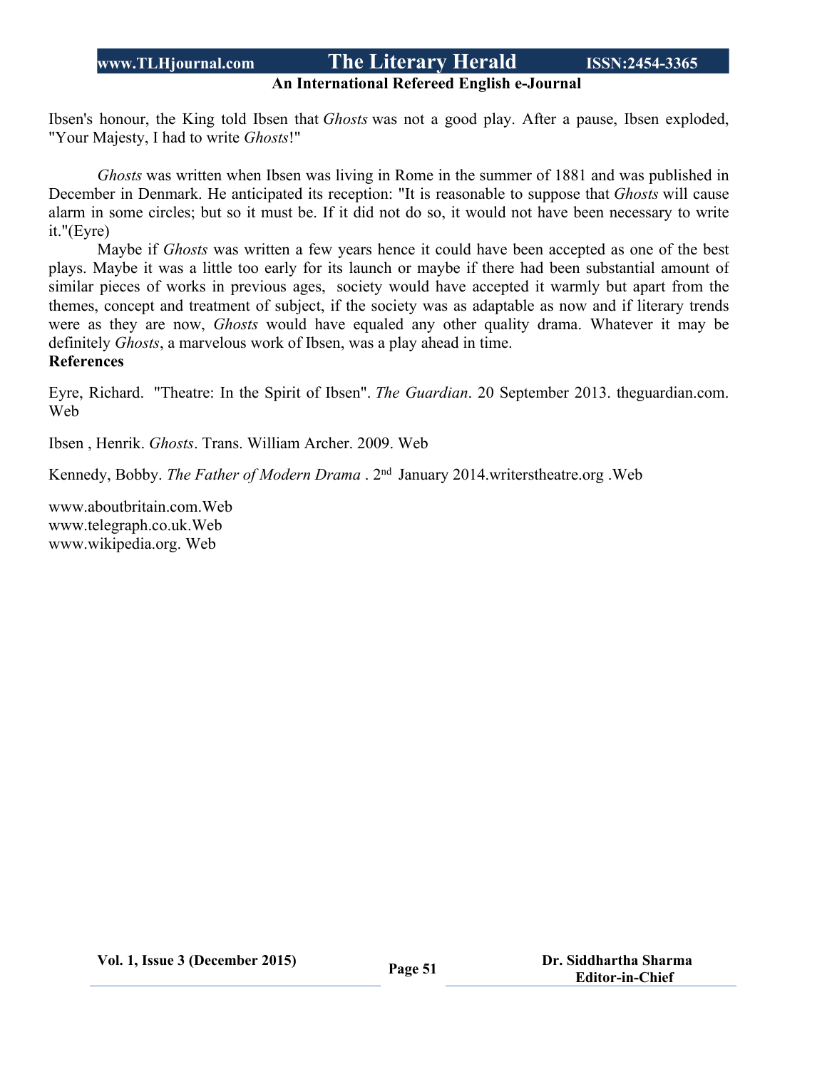Ibsen's honour, the King told Ibsen that *Ghosts* was not a good play. After a pause, Ibsen exploded, "Your Majesty, I had to write *Ghosts*!"

*Ghosts* was written when Ibsen was living in Rome in the summer of 1881 and was published in December in Denmark. He anticipated its reception: "It is reasonable to suppose that *Ghosts* will cause alarm in some circles; but so it must be. If it did not do so, it would not have been necessary to write it."(Eyre)

Maybe if *Ghosts* was written a few years hence it could have been accepted as one of the best plays. Maybe it was a little too early for its launch or maybe if there had been substantial amount of similar pieces of works in previous ages, society would have accepted it warmly but apart from the themes, concept and treatment of subject, if the society was as adaptable as now and if literary trends were as they are now, *Ghosts* would have equaled any other quality drama. Whatever it may be definitely *Ghosts*, a marvelous work of Ibsen, was a play ahead in time.

**References**

Eyre, Richard. "Theatre: In the Spirit of Ibsen". *The Guardian*. 20 September 2013. theguardian.com. Web

Ibsen , Henrik. *Ghosts*. Trans. William Archer. 2009. Web

Kennedy, Bobby. *The Father of Modern Drama* . 2nd January 2014.writerstheatre.org .Web

www.aboutbritain.com.Web
www.telegraph.co.uk.Web
www.wikipedia.org. Web